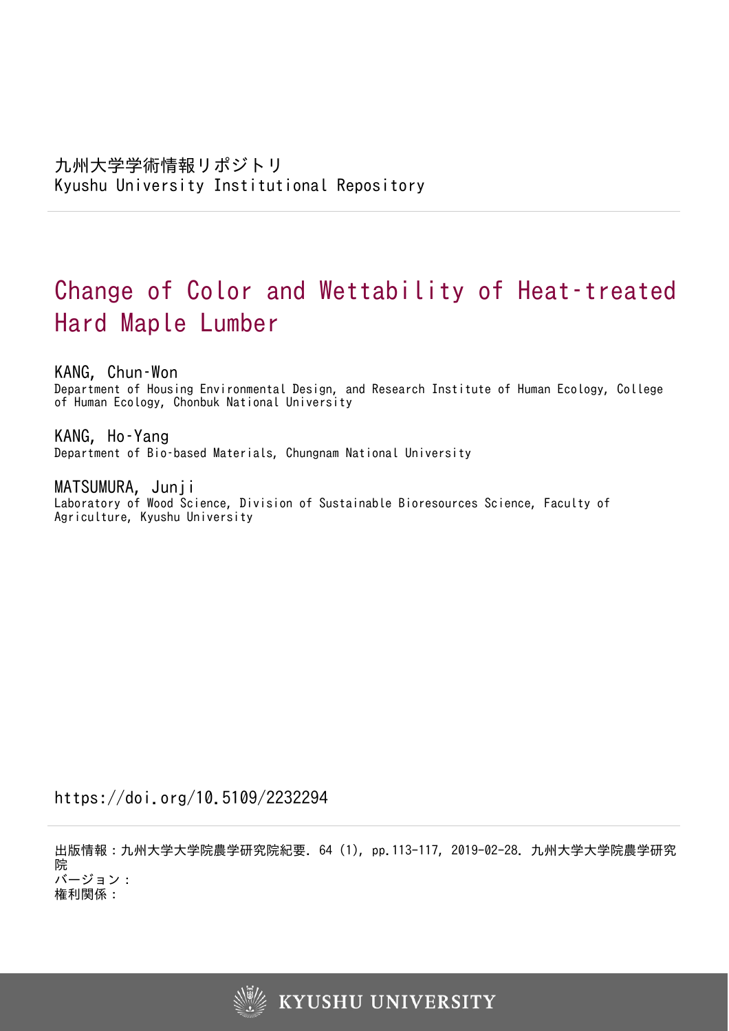九州大学学術情報リポジトリ
Kyushu University Institutional Repository

# Change of Color and Wettability of Heat-treated Hard Maple Lumber

KANG, Chun-Won
Department of Housing Environmental Design, and Research Institute of Human Ecology, College of Human Ecology, Chonbuk National University

KANG, Ho-Yang
Department of Bio-based Materials, Chungnam National University

MATSUMURA, Junji
Laboratory of Wood Science, Division of Sustainable Bioresources Science, Faculty of Agriculture, Kyushu University

https://doi.org/10.5109/2232294

出版情報：九州大学大学院農学研究院紀要. 64 (1), pp.113-117, 2019-02-28. 九州大学大学院農学研究院
バージョン：
権利関係：

KYUSHU UNIVERSITY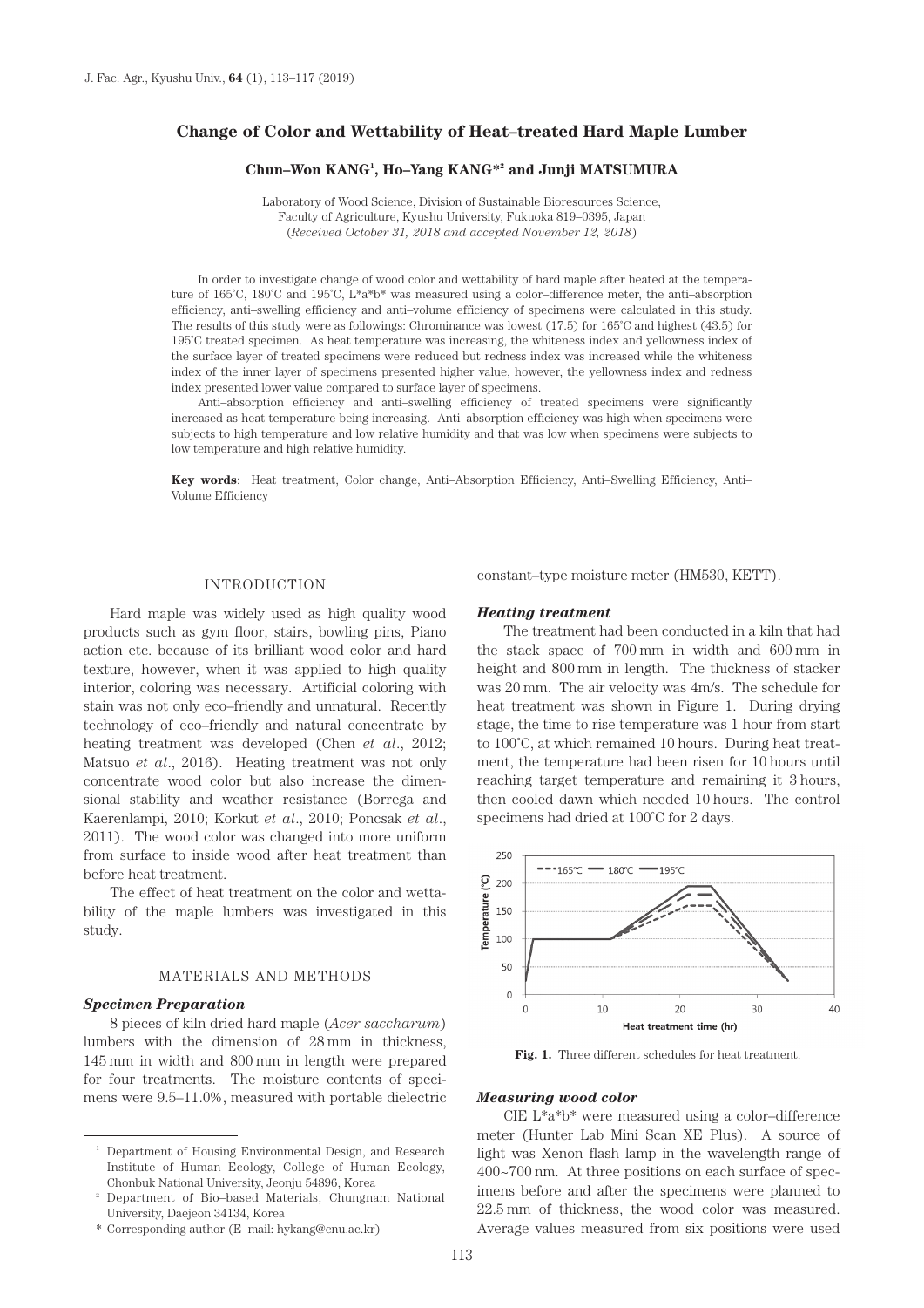# Change of Color and Wettability of Heat–treated Hard Maple Lumber

**Chun–Won KANG[1], Ho–Yang KANG*[2] and Junji MATSUMURA**

Laboratory of Wood Science, Division of Sustainable Bioresources Science,
Faculty of Agriculture, Kyushu University, Fukuoka 819–0395, Japan
(*Received October 31, 2018 and accepted November 12, 2018*)

In order to investigate change of wood color and wettability of hard maple after heated at the temperature of 165˚C, 180˚C and 195˚C, L*a*b* was measured using a color–difference meter, the anti–absorption efficiency, anti–swelling efficiency and anti–volume efficiency of specimens were calculated in this study. The results of this study were as followings: Chrominance was lowest (17.5) for 165˚C and highest (43.5) for 195˚C treated specimen. As heat temperature was increasing, the whiteness index and yellowness index of the surface layer of treated specimens were reduced but redness index was increased while the whiteness index of the inner layer of specimens presented higher value, however, the yellowness index and redness index presented lower value compared to surface layer of specimens.

Anti–absorption efficiency and anti–swelling efficiency of treated specimens were significantly increased as heat temperature being increasing. Anti–absorption efficiency was high when specimens were subjects to high temperature and low relative humidity and that was low when specimens were subjects to low temperature and high relative humidity.

**Key words**: Heat treatment, Color change, Anti–Absorption Efficiency, Anti–Swelling Efficiency, Anti–Volume Efficiency

## INTRODUCTION

Hard maple was widely used as high quality wood products such as gym floor, stairs, bowling pins, Piano action etc. because of its brilliant wood color and hard texture, however, when it was applied to high quality interior, coloring was necessary. Artificial coloring with stain was not only eco–friendly and unnatural. Recently technology of eco–friendly and natural concentrate by heating treatment was developed (Chen *et al*., 2012; Matsuo *et al*., 2016). Heating treatment was not only concentrate wood color but also increase the dimensional stability and weather resistance (Borrega and Kaerenlampi, 2010; Korkut *et al*., 2010; Poncsak *et al*., 2011). The wood color was changed into more uniform from surface to inside wood after heat treatment than before heat treatment.

The effect of heat treatment on the color and wettability of the maple lumbers was investigated in this study.

## MATERIALS AND METHODS

### *Specimen Preparation*

8 pieces of kiln dried hard maple (*Acer saccharum*) lumbers with the dimension of 28 mm in thickness, 145 mm in width and 800 mm in length were prepared for four treatments. The moisture contents of specimens were 9.5–11.0%, measured with portable dielectric constant–type moisture meter (HM530, KETT).

### *Heating treatment*

The treatment had been conducted in a kiln that had the stack space of 700 mm in width and 600 mm in height and 800 mm in length. The thickness of stacker was 20 mm. The air velocity was 4m/s. The schedule for heat treatment was shown in Figure 1. During drying stage, the time to rise temperature was 1 hour from start to 100˚C, at which remained 10 hours. During heat treatment, the temperature had been risen for 10 hours until reaching target temperature and remaining it 3 hours, then cooled dawn which needed 10 hours. The control specimens had dried at 100˚C for 2 days.

**Fig. 1.** Three different schedules for heat treatment.

### *Measuring wood color*

CIE L*a*b* were measured using a color–difference meter (Hunter Lab Mini Scan XE Plus). A source of light was Xenon flash lamp in the wavelength range of 400~700 nm. At three positions on each surface of specimens before and after the specimens were planned to 22.5 mm of thickness, the wood color was measured. Average values measured from six positions were used

[1] Department of Housing Environmental Design, and Research Institute of Human Ecology, College of Human Ecology, Chonbuk National University, Jeonju 54896, Korea

[2] Department of Bio–based Materials, Chungnam National University, Daejeon 34134, Korea

\* Corresponding author (E–mail: hykang@cnu.ac.kr)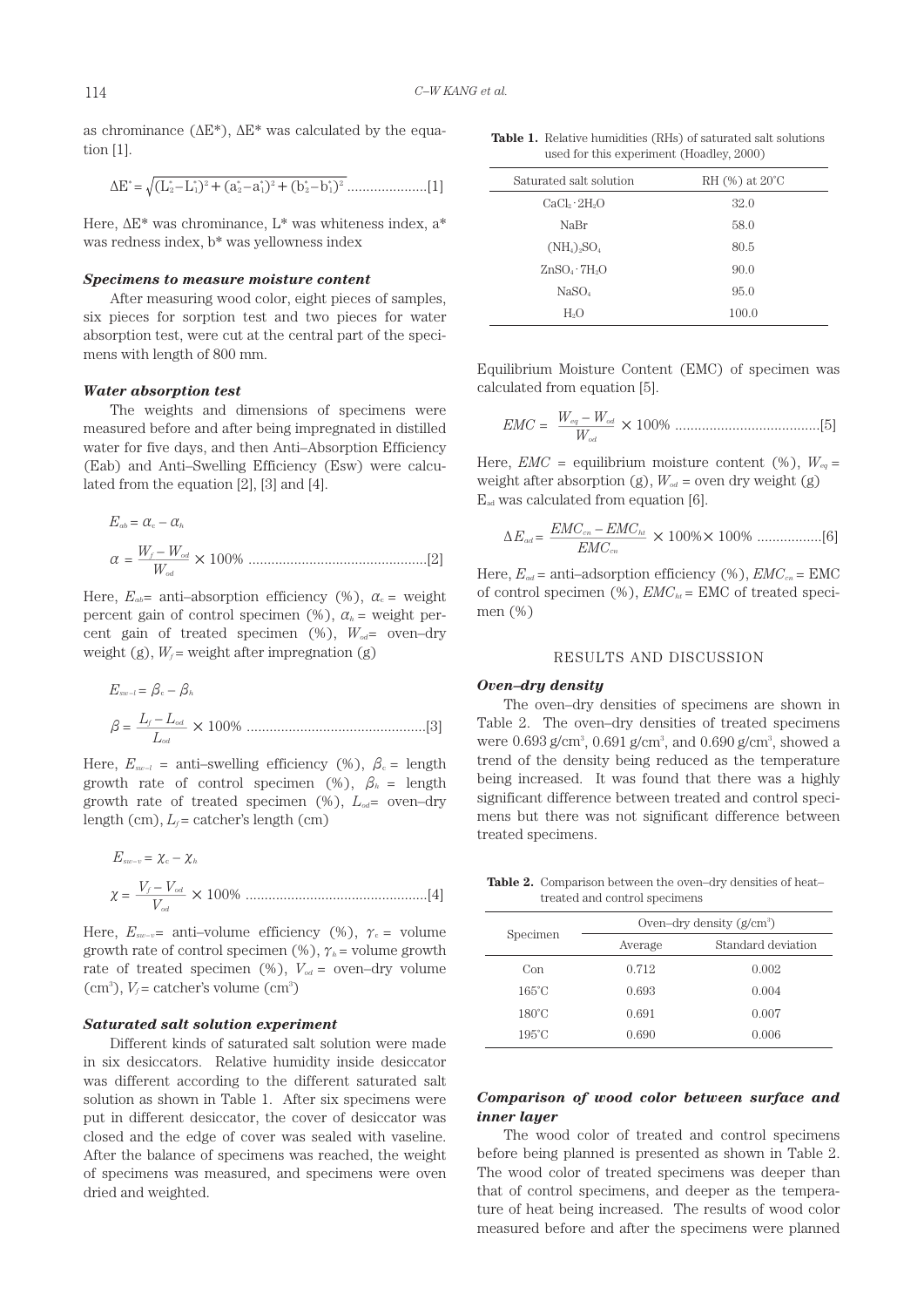as chrominance ($\Delta E^*$), $\Delta E^*$ was calculated by the equation [1].

$$\Delta E^* = \sqrt{(L_2^* - L_1^*)^2 + (a_2^* - a_1^*)^2 + (b_2^* - b_1^*)^2} \quad \text{.....................[1]}$$

Here, $\Delta E^*$ was chrominance, $L^*$ was whiteness index, $a^*$ was redness index, $b^*$ was yellowness index

### *Specimens to measure moisture content*

After measuring wood color, eight pieces of samples, six pieces for sorption test and two pieces for water absorption test, were cut at the central part of the specimens with length of 800 mm.

### *Water absorption test*

The weights and dimensions of specimens were measured before and after being impregnated in distilled water for five days, and then Anti–Absorption Efficiency (Eab) and Anti–Swelling Efficiency (Esw) were calculated from the equation [2], [3] and [4].

$$E_{ab} = \alpha_c - \alpha_h$$

$$\alpha = \frac{W_f - W_{od}}{W_{od}} \times 100\% \quad \text{..............................................[2]}$$

Here, $E_{ab}$= anti–absorption efficiency (%), $\alpha_c$ = weight percent gain of control specimen (%), $\alpha_h$ = weight percent gain of treated specimen (%), $W_{od}$= oven–dry weight (g), $W_f$ = weight after impregnation (g)

$$E_{sw-l} = \beta_c - \beta_h$$

$$\beta = \frac{L_f - L_{od}}{L_{od}} \times 100\% \quad \text{..............................................[3]}$$

Here, $E_{sw-l}$ = anti–swelling efficiency (%), $\beta_c$ = length growth rate of control specimen (%), $\beta_h$ = length growth rate of treated specimen (%), $L_{od}$= oven–dry length (cm), $L_f$ = catcher's length (cm)

$$E_{sw-v} = \chi_c - \chi_h$$

$$\chi = \frac{V_f - V_{od}}{V_{od}} \times 100\% \quad \text{...............................................[4]}$$

Here, $E_{sw-v}$= anti–volume efficiency (%), $\gamma_c$ = volume growth rate of control specimen (%), $\gamma_h$ = volume growth rate of treated specimen (%), $V_{od}$ = oven–dry volume ($cm^3$), $V_f$ = catcher's volume ($cm^3$)

### *Saturated salt solution experiment*

Different kinds of saturated salt solution were made in six desiccators. Relative humidity inside desiccator was different according to the different saturated salt solution as shown in Table 1. After six specimens were put in different desiccator, the cover of desiccator was closed and the edge of cover was sealed with vaseline. After the balance of specimens was reached, the weight of specimens was measured, and specimens were oven dried and weighted.

**Table 1.** Relative humidities (RHs) of saturated salt solutions used for this experiment (Hoadley, 2000)

| Saturated salt solution | RH (%) at 20˚C |
|---|---|
| $CaCl_2 \cdot 2H_2O$ | 32.0 |
| NaBr | 58.0 |
| $(NH_4)_2SO_4$ | 80.5 |
| $ZnSO_4 \cdot 7H_2O$ | 90.0 |
| $NaSO_4$ | 95.0 |
| $H_2O$ | 100.0 |

Equilibrium Moisture Content (EMC) of specimen was calculated from equation [5].

$$EMC = \frac{W_{eq} - W_{od}}{W_{od}} \times 100\% \quad \text{.....................................[5]}$$

Here, $EMC$ = equilibrium moisture content (%), $W_{eq}$ = weight after absorption (g), $W_{od}$ = oven dry weight (g)
$E_{ad}$ was calculated from equation [6].

$$\Delta E_{ad} = \frac{EMC_{cn} - EMC_{ht}}{EMC_{cn}} \times 100\% \times 100\% \quad \text{.................[6]}$$

Here, $E_{ad}$ = anti–adsorption efficiency (%), $EMC_{cn}$ = EMC of control specimen (%), $EMC_{ht}$ = EMC of treated specimen (%)

## RESULTS AND DISCUSSION

### *Oven–dry density*

The oven–dry densities of specimens are shown in Table 2. The oven–dry densities of treated specimens were 0.693 g/cm$^3$, 0.691 g/cm$^3$, and 0.690 g/cm$^3$, showed a trend of the density being reduced as the temperature being increased. It was found that there was a highly significant difference between treated and control specimens but there was not significant difference between treated specimens.

**Table 2.** Comparison between the oven–dry densities of heat–treated and control specimens

| Specimen | Oven–dry density (g/cm$^3$) | |
|---|---|---|
| | Average | Standard deviation |
| Con | 0.712 | 0.002 |
| 165˚C | 0.693 | 0.004 |
| 180˚C | 0.691 | 0.007 |
| 195˚C | 0.690 | 0.006 |

### *Comparison of wood color between surface and inner layer*

The wood color of treated and control specimens before being planned is presented as shown in Table 2. The wood color of treated specimens was deeper than that of control specimens, and deeper as the temperature of heat being increased. The results of wood color measured before and after the specimens were planned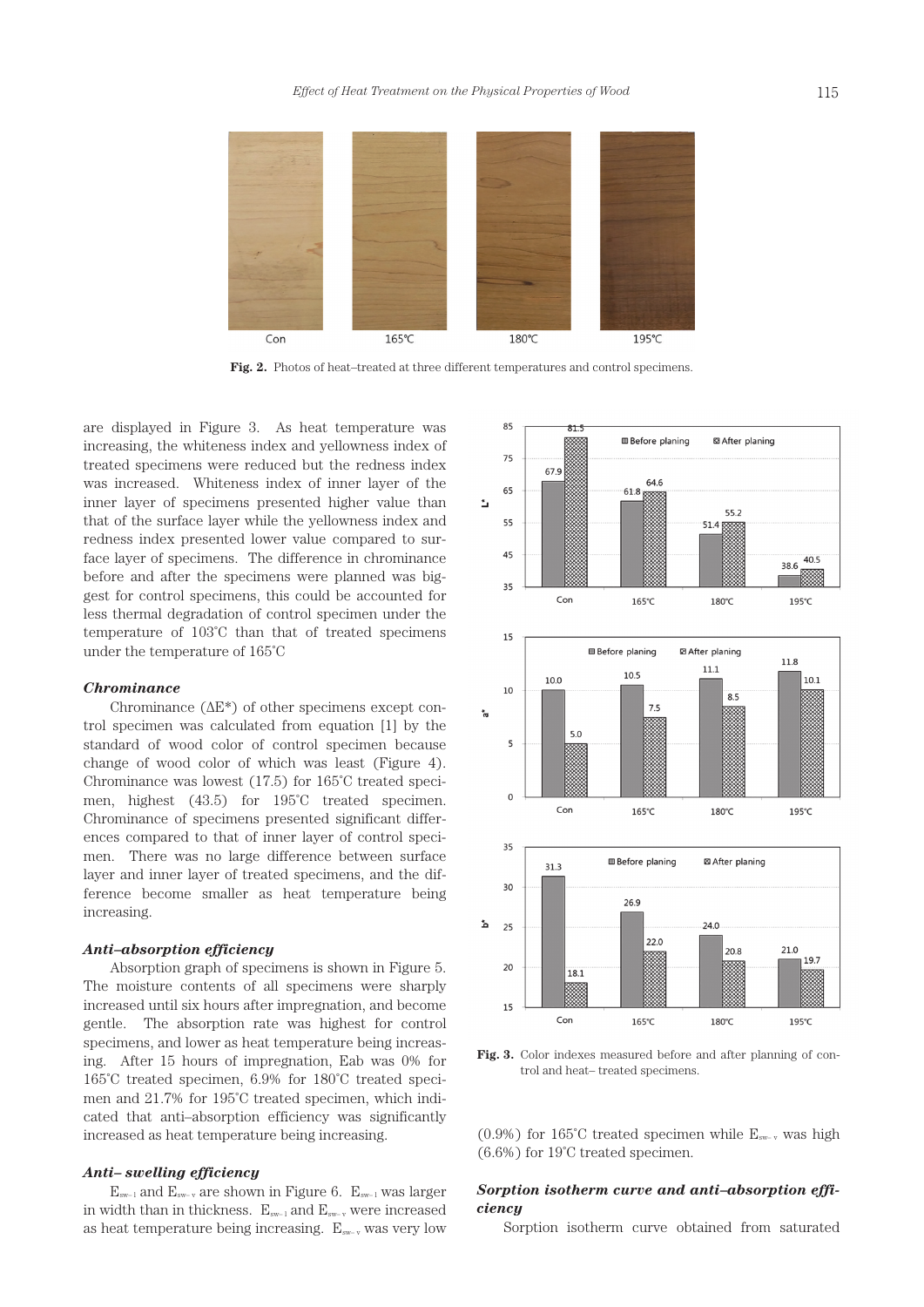Fig. 2. Photos of heat–treated at three different temperatures and control specimens.

are displayed in Figure 3. As heat temperature was increasing, the whiteness index and yellowness index of treated specimens were reduced but the redness index was increased. Whiteness index of inner layer of the inner layer of specimens presented higher value than that of the surface layer while the yellowness index and redness index presented lower value compared to surface layer of specimens. The difference in chrominance before and after the specimens were planned was biggest for control specimens, this could be accounted for less thermal degradation of control specimen under the temperature of 103˚C than that of treated specimens under the temperature of 165˚C

### Chrominance

Chrominance (ΔE*) of other specimens except control specimen was calculated from equation [1] by the standard of wood color of control specimen because change of wood color of which was least (Figure 4). Chrominance was lowest (17.5) for 165˚C treated specimen, highest (43.5) for 195˚C treated specimen. Chrominance of specimens presented significant differences compared to that of inner layer of control specimen. There was no large difference between surface layer and inner layer of treated specimens, and the difference become smaller as heat temperature being increasing.

### Anti–absorption efficiency

Absorption graph of specimens is shown in Figure 5. The moisture contents of all specimens were sharply increased until six hours after impregnation, and become gentle. The absorption rate was highest for control specimens, and lower as heat temperature being increasing. After 15 hours of impregnation, Eab was 0% for 165˚C treated specimen, 6.9% for 180˚C treated specimen and 21.7% for 195˚C treated specimen, which indicated that anti–absorption efficiency was significantly increased as heat temperature being increasing.

### Anti– swelling efficiency

$E_{sw-1}$ and $E_{sw-v}$ are shown in Figure 6. $E_{sw-1}$ was larger in width than in thickness. $E_{sw-1}$ and $E_{sw-v}$ were increased as heat temperature being increasing. $E_{sw-v}$ was very low (0.9%) for 165˚C treated specimen while $E_{sw-v}$ was high (6.6%) for 19˚C treated specimen.

Fig. 3. Color indexes measured before and after planning of control and heat– treated specimens.

### Sorption isotherm curve and anti–absorption efficiency

Sorption isotherm curve obtained from saturated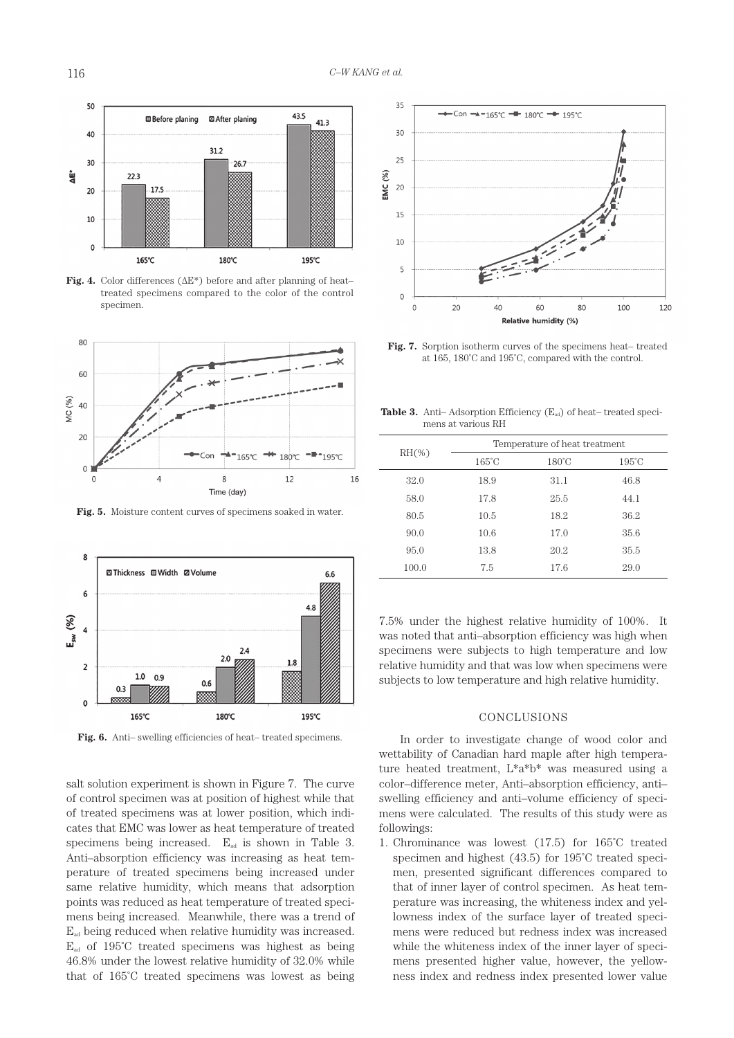**Fig. 4.** Color differences (ΔE*) before and after planning of heat–treated specimens compared to the color of the control specimen.

**Fig. 5.** Moisture content curves of specimens soaked in water.

**Fig. 6.** Anti– swelling efficiencies of heat– treated specimens.

salt solution experiment is shown in Figure 7. The curve of control specimen was at position of highest while that of treated specimens was at lower position, which indicates that EMC was lower as heat temperature of treated specimens being increased. $E_{ad}$ is shown in Table 3. Anti–absorption efficiency was increasing as heat temperature of treated specimens being increased under same relative humidity, which means that adsorption points was reduced as heat temperature of treated specimens being increased. Meanwhile, there was a trend of $E_{ad}$ being reduced when relative humidity was increased. $E_{ad}$ of 195˚C treated specimens was highest as being 46.8% under the lowest relative humidity of 32.0% while that of 165˚C treated specimens was lowest as being

**Fig. 7.** Sorption isotherm curves of the specimens heat– treated at 165, 180˚C and 195˚C, compared with the control.

**Table 3.** Anti– Adsorption Efficiency ($E_{ad}$) of heat– treated specimens at various RH

| RH(%) | Temperature of heat treatment | | |
|---|---|---|---|
| | 165˚C | 180˚C | 195˚C |
| 32.0 | 18.9 | 31.1 | 46.8 |
| 58.0 | 17.8 | 25.5 | 44.1 |
| 80.5 | 10.5 | 18.2 | 36.2 |
| 90.0 | 10.6 | 17.0 | 35.6 |
| 95.0 | 13.8 | 20.2 | 35.5 |
| 100.0 | 7.5 | 17.6 | 29.0 |

7.5% under the highest relative humidity of 100%. It was noted that anti–absorption efficiency was high when specimens were subjects to high temperature and low relative humidity and that was low when specimens were subjects to low temperature and high relative humidity.

## CONCLUSIONS

In order to investigate change of wood color and wettability of Canadian hard maple after high temperature heated treatment, L*a*b* was measured using a color–difference meter, Anti–absorption efficiency, anti–swelling efficiency and anti–volume efficiency of specimens were calculated. The results of this study were as followings:

1. Chrominance was lowest (17.5) for 165˚C treated specimen and highest (43.5) for 195˚C treated specimen, presented significant differences compared to that of inner layer of control specimen. As heat temperature was increasing, the whiteness index and yellowness index of the surface layer of treated specimens were reduced but redness index was increased while the whiteness index of the inner layer of specimens presented higher value, however, the yellowness index and redness index presented lower value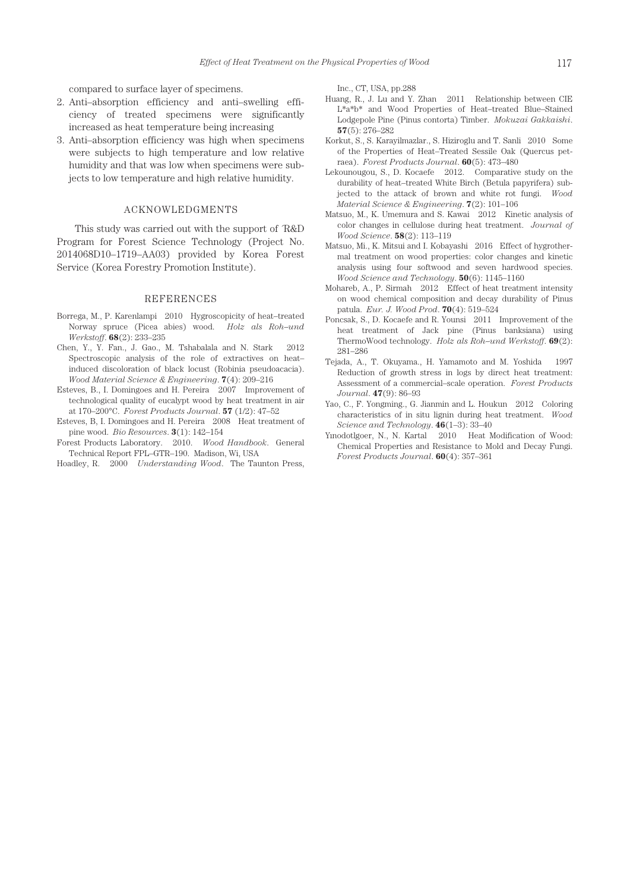compared to surface layer of specimens.

2. Anti–absorption efficiency and anti–swelling efficiency of treated specimens were significantly increased as heat temperature being increasing
3. Anti–absorption efficiency was high when specimens were subjects to high temperature and low relative humidity and that was low when specimens were subjects to low temperature and high relative humidity.

## ACKNOWLEDGMENTS

This study was carried out with the support of 'R&D Program for Forest Science Technology (Project No. 2014068D10–1719–AA03) provided by Korea Forest Service (Korea Forestry Promotion Institute).

## REFERENCES

Borrega, M., P. Karenlampi 2010 Hygroscopicity of heat–treated Norway spruce (Picea abies) wood. *Holz als Roh–und Werkstoff*. **68**(2): 233–235

Chen, Y., Y. Fan., J. Gao., M. Tshabalala and N. Stark 2012 Spectroscopic analysis of the role of extractives on heat–induced discoloration of black locust (Robinia pseudoacacia). *Wood Material Science & Engineering*. **7**(4): 209–216

Esteves, B., I. Domingoes and H. Pereira 2007 Improvement of technological quality of eucalypt wood by heat treatment in air at 170–200°C. *Forest Products Journal*. **57** (1/2): 47–52

Esteves, B, I. Domingoes and H. Pereira 2008 Heat treatment of pine wood. *Bio Resources*. **3**(1): 142–154

Forest Products Laboratory. 2010. *Wood Handbook*. General Technical Report FPL–GTR–190. Madison, Wi, USA

Hoadley, R. 2000 *Understanding Wood*. The Taunton Press, Inc., CT, USA, pp.288

Huang, R., J. Lu and Y. Zhan 2011 Relationship between CIE L*a*b* and Wood Properties of Heat–treated Blue–Stained Lodgepole Pine (Pinus contorta) Timber. *Mokuzai Gakkaishi*. **57**(5): 276–282

Korkut, S., S. Karayilmazlar., S. Hiziroglu and T. Sanli 2010 Some of the Properties of Heat–Treated Sessile Oak (Quercus petraea). *Forest Products Journal*. **60**(5): 473–480

Lekounougou, S., D. Kocaefe 2012. Comparative study on the durability of heat–treated White Birch (Betula papyrifera) subjected to the attack of brown and white rot fungi. *Wood Material Science & Engineering*. **7**(2): 101–106

Matsuo, M., K. Umemura and S. Kawai 2012 Kinetic analysis of color changes in cellulose during heat treatment. *Journal of Wood Science*. **58**(2): 113–119

Matsuo, Mi., K. Mitsui and I. Kobayashi 2016 Effect of hygrothermal treatment on wood properties: color changes and kinetic analysis using four softwood and seven hardwood species. *Wood Science and Technology*. **50**(6): 1145–1160

Mohareb, A., P. Sirmah 2012 Effect of heat treatment intensity on wood chemical composition and decay durability of Pinus patula. *Eur. J. Wood Prod*. **70**(4): 519–524

Poncsak, S., D. Kocaefe and R. Younsi 2011 Improvement of the heat treatment of Jack pine (Pinus banksiana) using ThermoWood technology. *Holz als Roh–und Werkstoff*. **69**(2): 281–286

Tejada, A., T. Okuyama., H. Yamamoto and M. Yoshida 1997 Reduction of growth stress in logs by direct heat treatment: Assessment of a commercial–scale operation. *Forest Products Journal*. **47**(9): 86–93

Yao, C., F. Yongming., G. Jianmin and L. Houkun 2012 Coloring characteristics of in situ lignin during heat treatment. *Wood Science and Technology*. **46**(1–3): 33–40

Yınodotlgoer, N., N. Kartal 2010 Heat Modification of Wood: Chemical Properties and Resistance to Mold and Decay Fungi. *Forest Products Journal*. **60**(4): 357–361